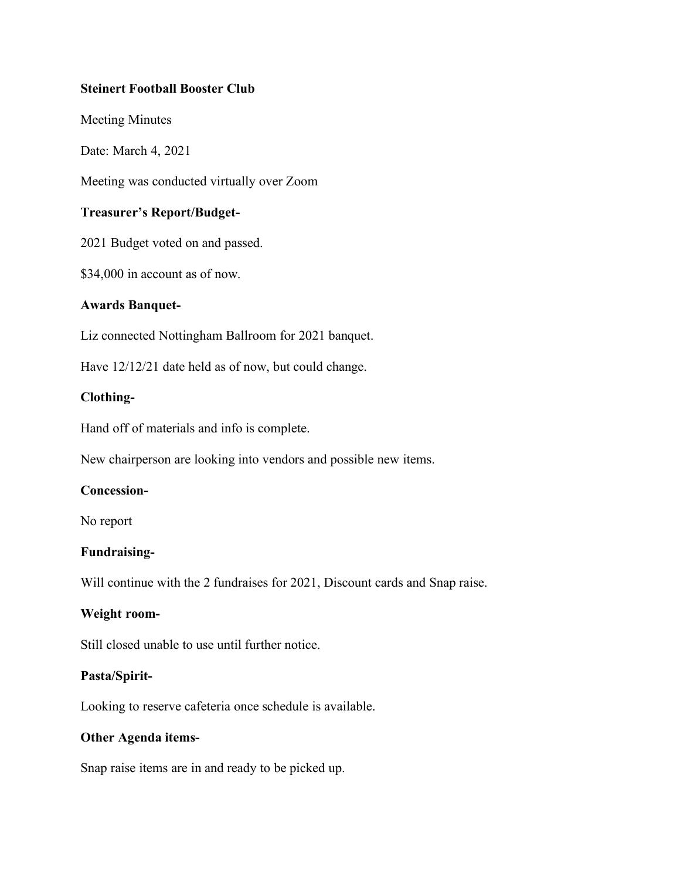**Steinert Football Booster Club**

Meeting Minutes

Date: March 4, 2021

Meeting was conducted virtually over Zoom

**Treasurer's Report/Budget-**

2021 Budget voted on and passed.

$34,000 in account as of now.

**Awards Banquet-**

Liz connected Nottingham Ballroom for 2021 banquet.

Have 12/12/21 date held as of now, but could change.

**Clothing-**

Hand off of materials and info is complete.

New chairperson are looking into vendors and possible new items.

**Concession-**

No report

**Fundraising-**

Will continue with the 2 fundraises for 2021, Discount cards and Snap raise.

**Weight room-**

Still closed unable to use until further notice.

**Pasta/Spirit-**

Looking to reserve cafeteria once schedule is available.

**Other Agenda items-**

Snap raise items are in and ready to be picked up.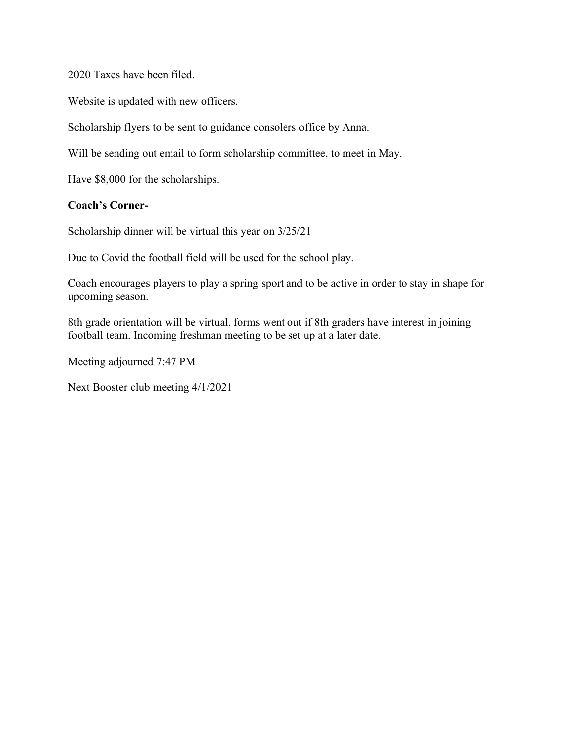2020 Taxes have been filed.

Website is updated with new officers.

Scholarship flyers to be sent to guidance consolers office by Anna.

Will be sending out email to form scholarship committee, to meet in May.

Have $8,000 for the scholarships.

**Coach's Corner-**

Scholarship dinner will be virtual this year on 3/25/21

Due to Covid the football field will be used for the school play.

Coach encourages players to play a spring sport and to be active in order to stay in shape for upcoming season.

8th grade orientation will be virtual, forms went out if 8th graders have interest in joining football team. Incoming freshman meeting to be set up at a later date.

Meeting adjourned 7:47 PM

Next Booster club meeting 4/1/2021